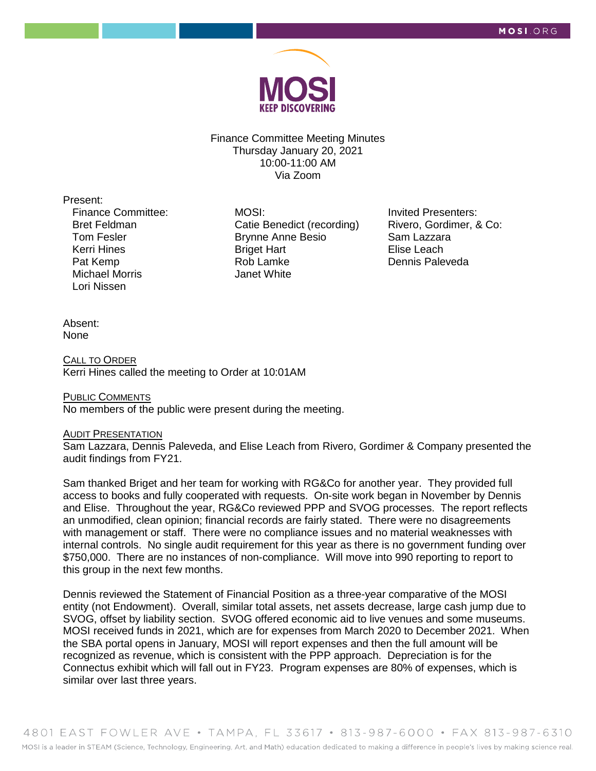Finance Committee Meeting Minutes
Thursday January 20, 2021
10:00-11:00 AM
Via Zoom

Present:

| Finance Committee: | MOSI: | Invited Presenters: |
|---|---|---|
| Bret Feldman | Catie Benedict (recording) | Rivero, Gordimer, & Co: |
| Tom Fesler | Brynne Anne Besio | Sam Lazzara |
| Kerri Hines | Briget Hart | Elise Leach |
| Pat Kemp | Rob Lamke | Dennis Paleveda |
| Michael Morris | Janet White | |
| Lori Nissen | | |

Absent:
None

## CALL TO ORDER

Kerri Hines called the meeting to Order at 10:01AM

## PUBLIC COMMENTS

No members of the public were present during the meeting.

## AUDIT PRESENTATION

Sam Lazzara, Dennis Paleveda, and Elise Leach from Rivero, Gordimer & Company presented the audit findings from FY21.

Sam thanked Briget and her team for working with RG&Co for another year. They provided full access to books and fully cooperated with requests. On-site work began in November by Dennis and Elise. Throughout the year, RG&Co reviewed PPP and SVOG processes. The report reflects an unmodified, clean opinion; financial records are fairly stated. There were no disagreements with management or staff. There were no compliance issues and no material weaknesses with internal controls. No single audit requirement for this year as there is no government funding over $750,000. There are no instances of non-compliance. Will move into 990 reporting to report to this group in the next few months.

Dennis reviewed the Statement of Financial Position as a three-year comparative of the MOSI entity (not Endowment). Overall, similar total assets, net assets decrease, large cash jump due to SVOG, offset by liability section. SVOG offered economic aid to live venues and some museums. MOSI received funds in 2021, which are for expenses from March 2020 to December 2021. When the SBA portal opens in January, MOSI will report expenses and then the full amount will be recognized as revenue, which is consistent with the PPP approach. Depreciation is for the Connectus exhibit which will fall out in FY23. Program expenses are 80% of expenses, which is similar over last three years.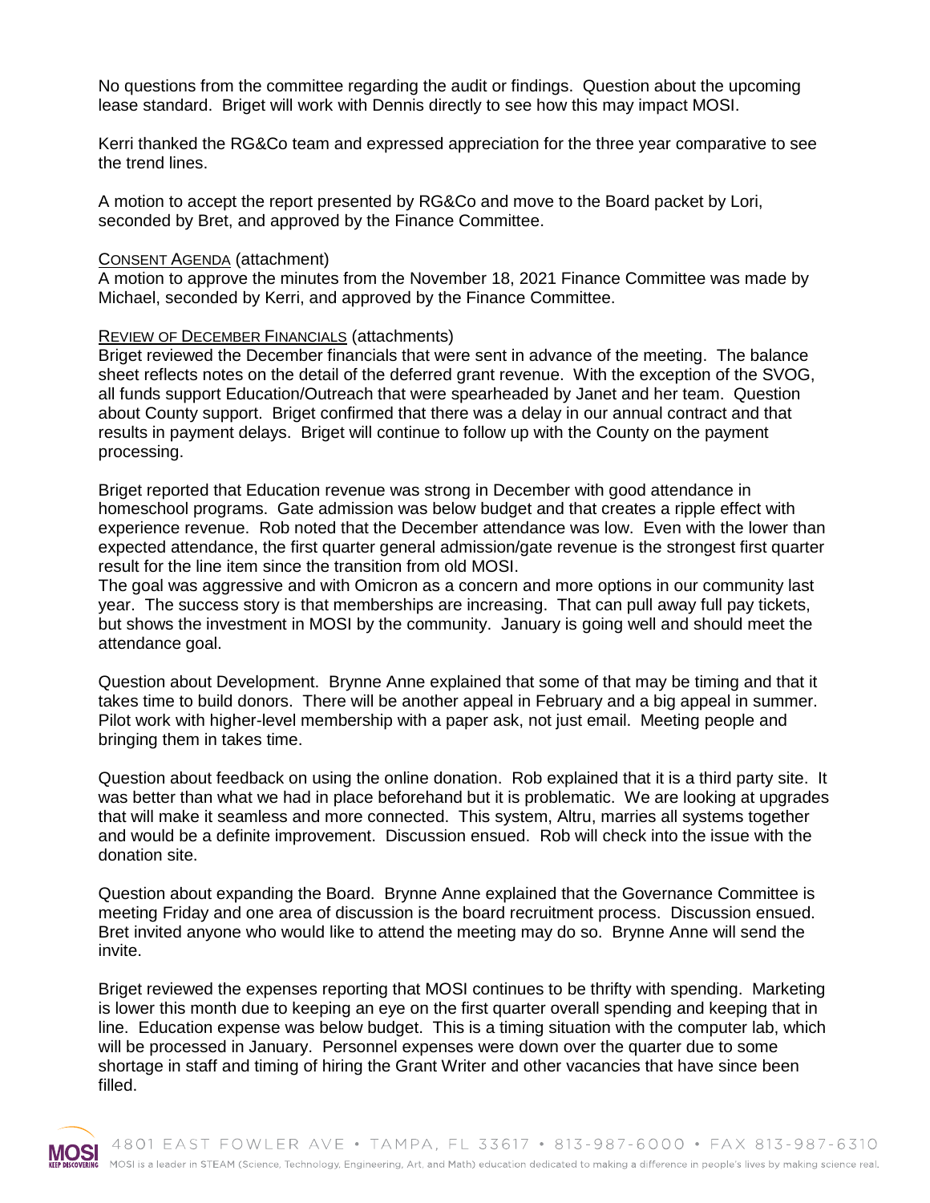No questions from the committee regarding the audit or findings. Question about the upcoming lease standard. Briget will work with Dennis directly to see how this may impact MOSI.

Kerri thanked the RG&Co team and expressed appreciation for the three year comparative to see the trend lines.

A motion to accept the report presented by RG&Co and move to the Board packet by Lori, seconded by Bret, and approved by the Finance Committee.

<u>CONSENT AGENDA</u> (attachment)
A motion to approve the minutes from the November 18, 2021 Finance Committee was made by Michael, seconded by Kerri, and approved by the Finance Committee.

<u>REVIEW OF DECEMBER FINANCIALS</u> (attachments)
Briget reviewed the December financials that were sent in advance of the meeting. The balance sheet reflects notes on the detail of the deferred grant revenue. With the exception of the SVOG, all funds support Education/Outreach that were spearheaded by Janet and her team. Question about County support. Briget confirmed that there was a delay in our annual contract and that results in payment delays. Briget will continue to follow up with the County on the payment processing.

Briget reported that Education revenue was strong in December with good attendance in homeschool programs. Gate admission was below budget and that creates a ripple effect with experience revenue. Rob noted that the December attendance was low. Even with the lower than expected attendance, the first quarter general admission/gate revenue is the strongest first quarter result for the line item since the transition from old MOSI.
The goal was aggressive and with Omicron as a concern and more options in our community last year. The success story is that memberships are increasing. That can pull away full pay tickets, but shows the investment in MOSI by the community. January is going well and should meet the attendance goal.

Question about Development. Brynne Anne explained that some of that may be timing and that it takes time to build donors. There will be another appeal in February and a big appeal in summer. Pilot work with higher-level membership with a paper ask, not just email. Meeting people and bringing them in takes time.

Question about feedback on using the online donation. Rob explained that it is a third party site. It was better than what we had in place beforehand but it is problematic. We are looking at upgrades that will make it seamless and more connected. This system, Altru, marries all systems together and would be a definite improvement. Discussion ensued. Rob will check into the issue with the donation site.

Question about expanding the Board. Brynne Anne explained that the Governance Committee is meeting Friday and one area of discussion is the board recruitment process. Discussion ensued. Bret invited anyone who would like to attend the meeting may do so. Brynne Anne will send the invite.

Briget reviewed the expenses reporting that MOSI continues to be thrifty with spending. Marketing is lower this month due to keeping an eye on the first quarter overall spending and keeping that in line. Education expense was below budget. This is a timing situation with the computer lab, which will be processed in January. Personnel expenses were down over the quarter due to some shortage in staff and timing of hiring the Grant Writer and other vacancies that have since been filled.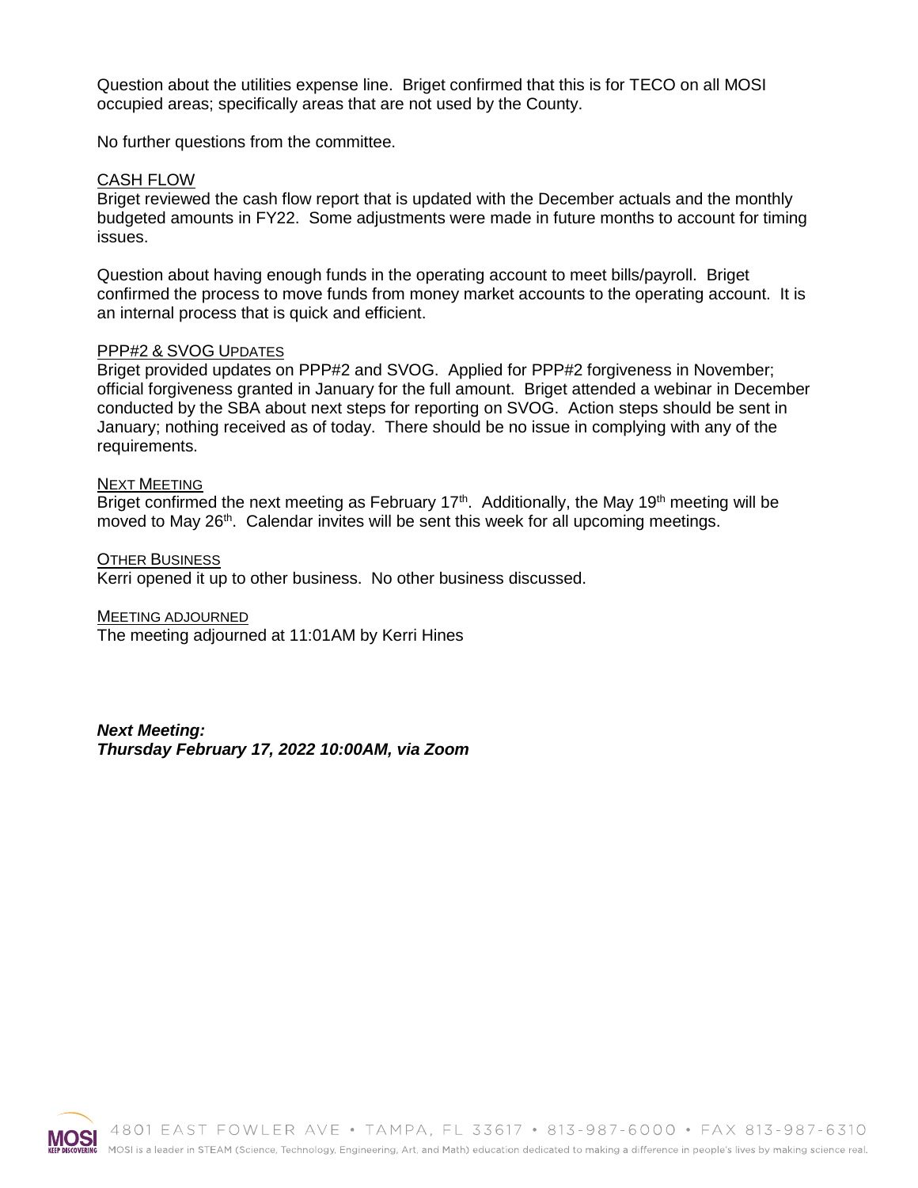Question about the utilities expense line. Briget confirmed that this is for TECO on all MOSI occupied areas; specifically areas that are not used by the County.

No further questions from the committee.

## CASH FLOW

Briget reviewed the cash flow report that is updated with the December actuals and the monthly budgeted amounts in FY22. Some adjustments were made in future months to account for timing issues.

Question about having enough funds in the operating account to meet bills/payroll. Briget confirmed the process to move funds from money market accounts to the operating account. It is an internal process that is quick and efficient.

## PPP#2 & SVOG UPDATES

Briget provided updates on PPP#2 and SVOG. Applied for PPP#2 forgiveness in November; official forgiveness granted in January for the full amount. Briget attended a webinar in December conducted by the SBA about next steps for reporting on SVOG. Action steps should be sent in January; nothing received as of today. There should be no issue in complying with any of the requirements.

## NEXT MEETING

Briget confirmed the next meeting as February 17th. Additionally, the May 19th meeting will be moved to May 26th. Calendar invites will be sent this week for all upcoming meetings.

## OTHER BUSINESS

Kerri opened it up to other business. No other business discussed.

## MEETING ADJOURNED

The meeting adjourned at 11:01AM by Kerri Hines

***Next Meeting:***
***Thursday February 17, 2022 10:00AM, via Zoom***